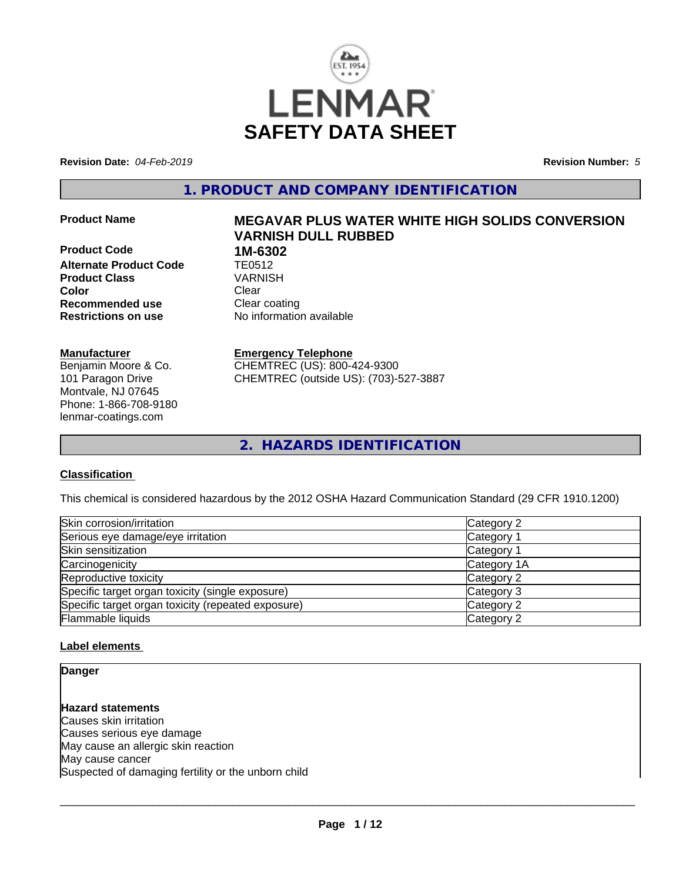# LENMAR SAFETY DATA SHEET

**Revision Date:** *04-Feb-2019* **Revision Number:** *5*

## 1. PRODUCT AND COMPANY IDENTIFICATION

| | |
|---|---|
| **Product Name** | **MEGAVAR PLUS WATER WHITE HIGH SOLIDS CONVERSION VARNISH DULL RUBBED** |
| **Product Code** | **1M-6302** |
| **Alternate Product Code** | TE0512 |
| **Product Class** | VARNISH |
| **Color** | Clear |
| **Recommended use** | Clear coating |
| **Restrictions on use** | No information available |

**Manufacturer**
Benjamin Moore & Co.
101 Paragon Drive
Montvale, NJ 07645
Phone: 1-866-708-9180
lenmar-coatings.com

**Emergency Telephone**
CHEMTREC (US): 800-424-9300
CHEMTREC (outside US): (703)-527-3887

## 2. HAZARDS IDENTIFICATION

### Classification

This chemical is considered hazardous by the 2012 OSHA Hazard Communication Standard (29 CFR 1910.1200)

| | |
|---|---|
| Skin corrosion/irritation | Category 2 |
| Serious eye damage/eye irritation | Category 1 |
| Skin sensitization | Category 1 |
| Carcinogenicity | Category 1A |
| Reproductive toxicity | Category 2 |
| Specific target organ toxicity (single exposure) | Category 3 |
| Specific target organ toxicity (repeated exposure) | Category 2 |
| Flammable liquids | Category 2 |

### Label elements

**Danger**

**Hazard statements**
Causes skin irritation
Causes serious eye damage
May cause an allergic skin reaction
May cause cancer
Suspected of damaging fertility or the unborn child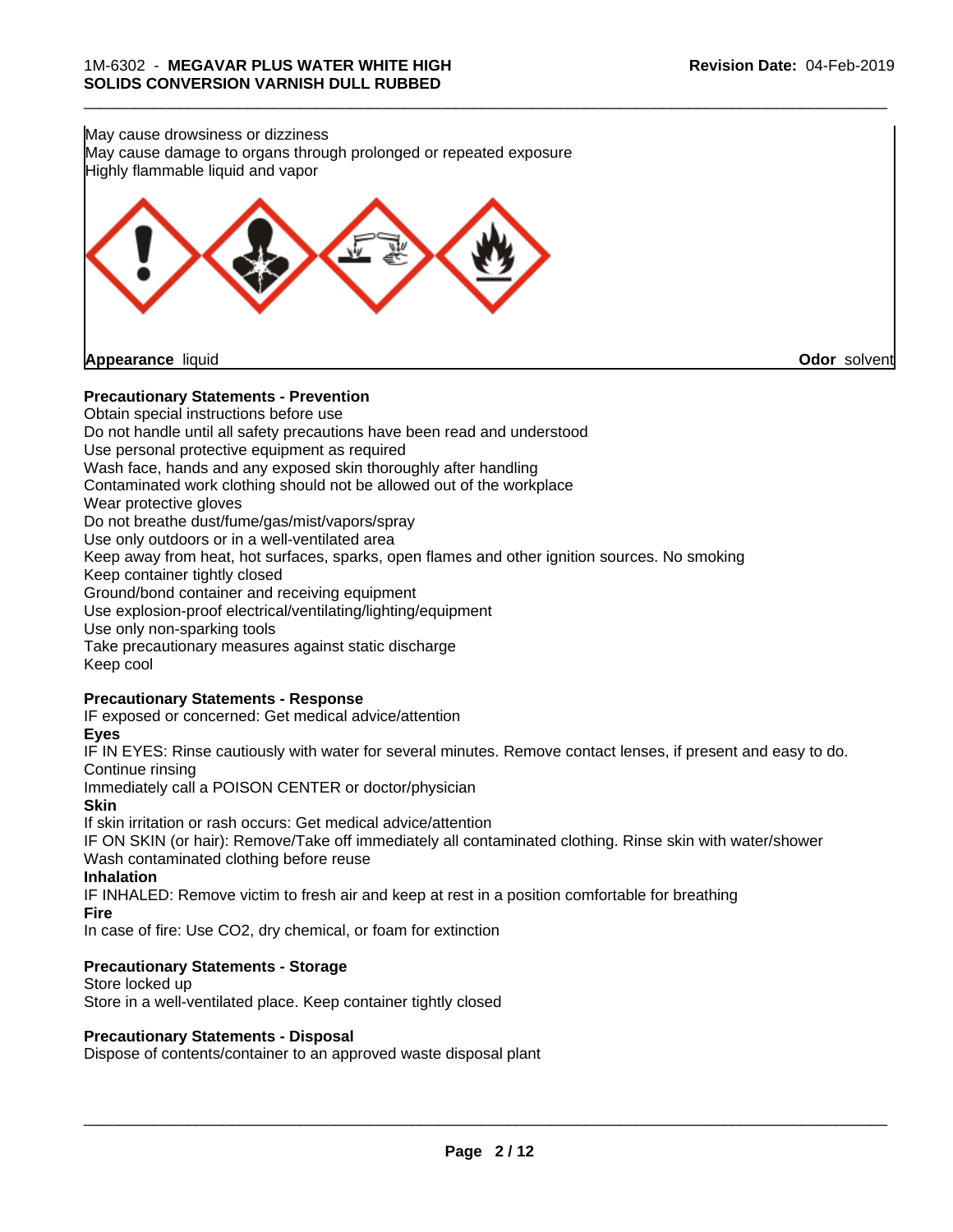May cause drowsiness or dizziness
May cause damage to organs through prolonged or repeated exposure
Highly flammable liquid and vapor

**Appearance** liquid **Odor** solvent

**Precautionary Statements - Prevention**

Obtain special instructions before use
Do not handle until all safety precautions have been read and understood
Use personal protective equipment as required
Wash face, hands and any exposed skin thoroughly after handling
Contaminated work clothing should not be allowed out of the workplace
Wear protective gloves
Do not breathe dust/fume/gas/mist/vapors/spray
Use only outdoors or in a well-ventilated area
Keep away from heat, hot surfaces, sparks, open flames and other ignition sources. No smoking
Keep container tightly closed
Ground/bond container and receiving equipment
Use explosion-proof electrical/ventilating/lighting/equipment
Use only non-sparking tools
Take precautionary measures against static discharge
Keep cool

**Precautionary Statements - Response**

IF exposed or concerned: Get medical advice/attention

**Eyes**

IF IN EYES: Rinse cautiously with water for several minutes. Remove contact lenses, if present and easy to do. Continue rinsing
Immediately call a POISON CENTER or doctor/physician

**Skin**

If skin irritation or rash occurs: Get medical advice/attention
IF ON SKIN (or hair): Remove/Take off immediately all contaminated clothing. Rinse skin with water/shower
Wash contaminated clothing before reuse

**Inhalation**

IF INHALED: Remove victim to fresh air and keep at rest in a position comfortable for breathing

**Fire**

In case of fire: Use CO2, dry chemical, or foam for extinction

**Precautionary Statements - Storage**

Store locked up
Store in a well-ventilated place. Keep container tightly closed

**Precautionary Statements - Disposal**

Dispose of contents/container to an approved waste disposal plant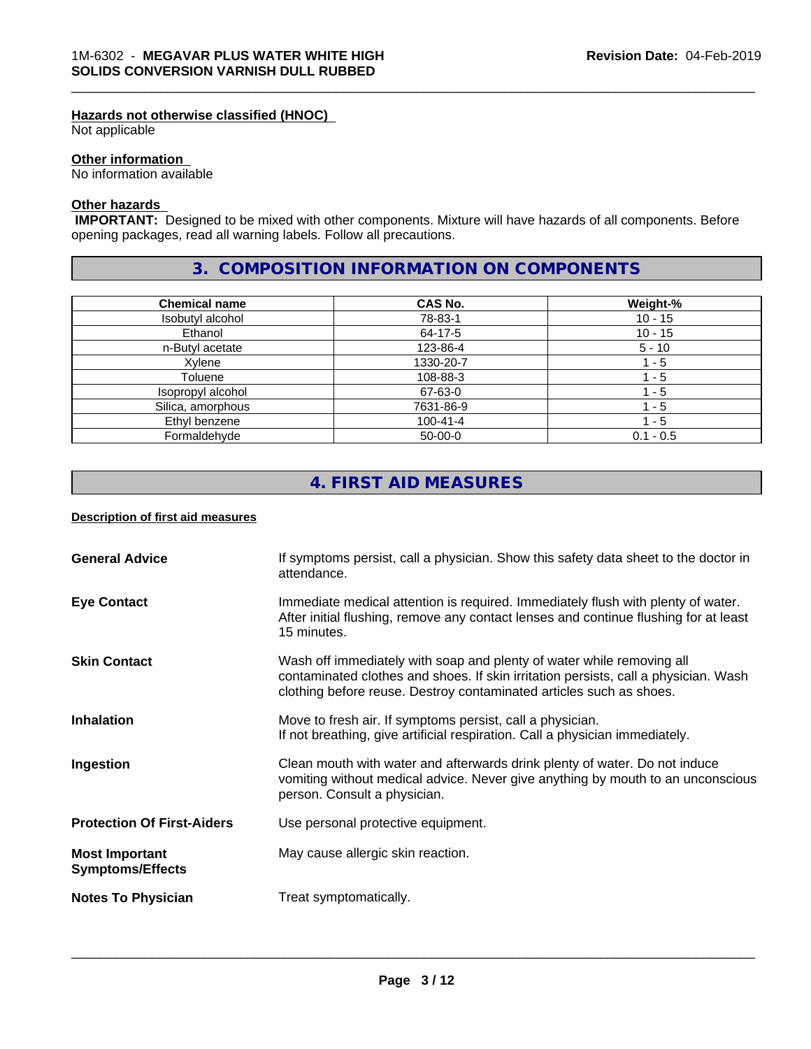**Hazards not otherwise classified (HNOC)**
Not applicable

**Other information**
No information available

**Other hazards**
**IMPORTANT:** Designed to be mixed with other components. Mixture will have hazards of all components. Before opening packages, read all warning labels. Follow all precautions.

## 3. COMPOSITION INFORMATION ON COMPONENTS

| Chemical name | CAS No. | Weight-% |
|---|---|---|
| Isobutyl alcohol | 78-83-1 | 10 - 15 |
| Ethanol | 64-17-5 | 10 - 15 |
| n-Butyl acetate | 123-86-4 | 5 - 10 |
| Xylene | 1330-20-7 | 1 - 5 |
| Toluene | 108-88-3 | 1 - 5 |
| Isopropyl alcohol | 67-63-0 | 1 - 5 |
| Silica, amorphous | 7631-86-9 | 1 - 5 |
| Ethyl benzene | 100-41-4 | 1 - 5 |
| Formaldehyde | 50-00-0 | 0.1 - 0.5 |

## 4. FIRST AID MEASURES

**Description of first aid measures**

**General Advice**
If symptoms persist, call a physician. Show this safety data sheet to the doctor in attendance.

**Eye Contact**
Immediate medical attention is required. Immediately flush with plenty of water. After initial flushing, remove any contact lenses and continue flushing for at least 15 minutes.

**Skin Contact**
Wash off immediately with soap and plenty of water while removing all contaminated clothes and shoes. If skin irritation persists, call a physician. Wash clothing before reuse. Destroy contaminated articles such as shoes.

**Inhalation**
Move to fresh air. If symptoms persist, call a physician.
If not breathing, give artificial respiration. Call a physician immediately.

**Ingestion**
Clean mouth with water and afterwards drink plenty of water. Do not induce vomiting without medical advice. Never give anything by mouth to an unconscious person. Consult a physician.

**Protection Of First-Aiders**
Use personal protective equipment.

**Most Important Symptoms/Effects**
May cause allergic skin reaction.

**Notes To Physician**
Treat symptomatically.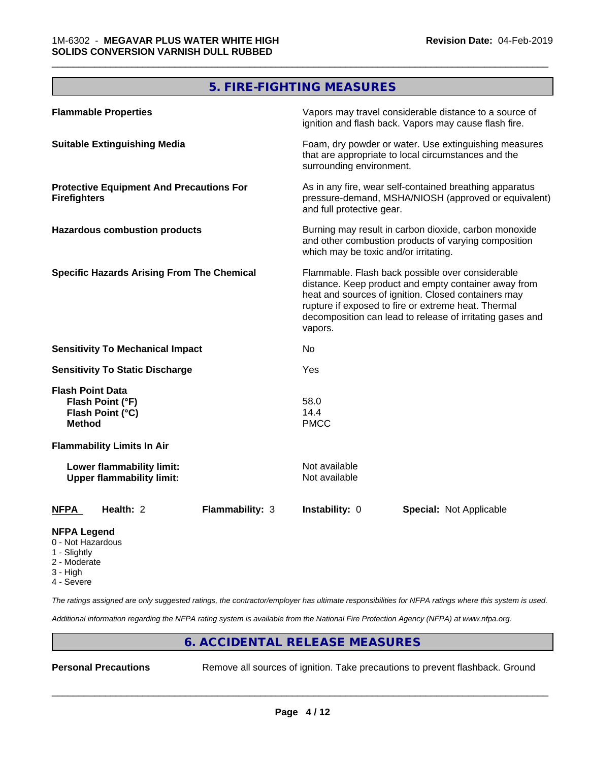## 5. FIRE-FIGHTING MEASURES

| | |
|---|---|
| **Flammable Properties** | Vapors may travel considerable distance to a source of ignition and flash back. Vapors may cause flash fire. |
| **Suitable Extinguishing Media** | Foam, dry powder or water. Use extinguishing measures that are appropriate to local circumstances and the surrounding environment. |
| **Protective Equipment And Precautions For Firefighters** | As in any fire, wear self-contained breathing apparatus pressure-demand, MSHA/NIOSH (approved or equivalent) and full protective gear. |
| **Hazardous combustion products** | Burning may result in carbon dioxide, carbon monoxide and other combustion products of varying composition which may be toxic and/or irritating. |
| **Specific Hazards Arising From The Chemical** | Flammable. Flash back possible over considerable distance. Keep product and empty container away from heat and sources of ignition. Closed containers may rupture if exposed to fire or extreme heat. Thermal decomposition can lead to release of irritating gases and vapors. |
| **Sensitivity To Mechanical Impact** | No |
| **Sensitivity To Static Discharge** | Yes |
| **Flash Point Data** | |
| **Flash Point (°F)** | 58.0 |
| **Flash Point (°C)** | 14.4 |
| **Method** | PMCC |
| **Flammability Limits In Air** | |
| **Lower flammability limit:** | Not available |
| **Upper flammability limit:** | Not available |

| NFPA | Health: 2 | Flammability: 3 | Instability: 0 | Special: Not Applicable |
|---|---|---|---|---|

**NFPA Legend**
- 0 - Not Hazardous
- 1 - Slightly
- 2 - Moderate
- 3 - High
- 4 - Severe

*The ratings assigned are only suggested ratings, the contractor/employer has ultimate responsibilities for NFPA ratings where this system is used.*

*Additional information regarding the NFPA rating system is available from the National Fire Protection Agency (NFPA) at www.nfpa.org.*

## 6. ACCIDENTAL RELEASE MEASURES

**Personal Precautions** Remove all sources of ignition. Take precautions to prevent flashback. Ground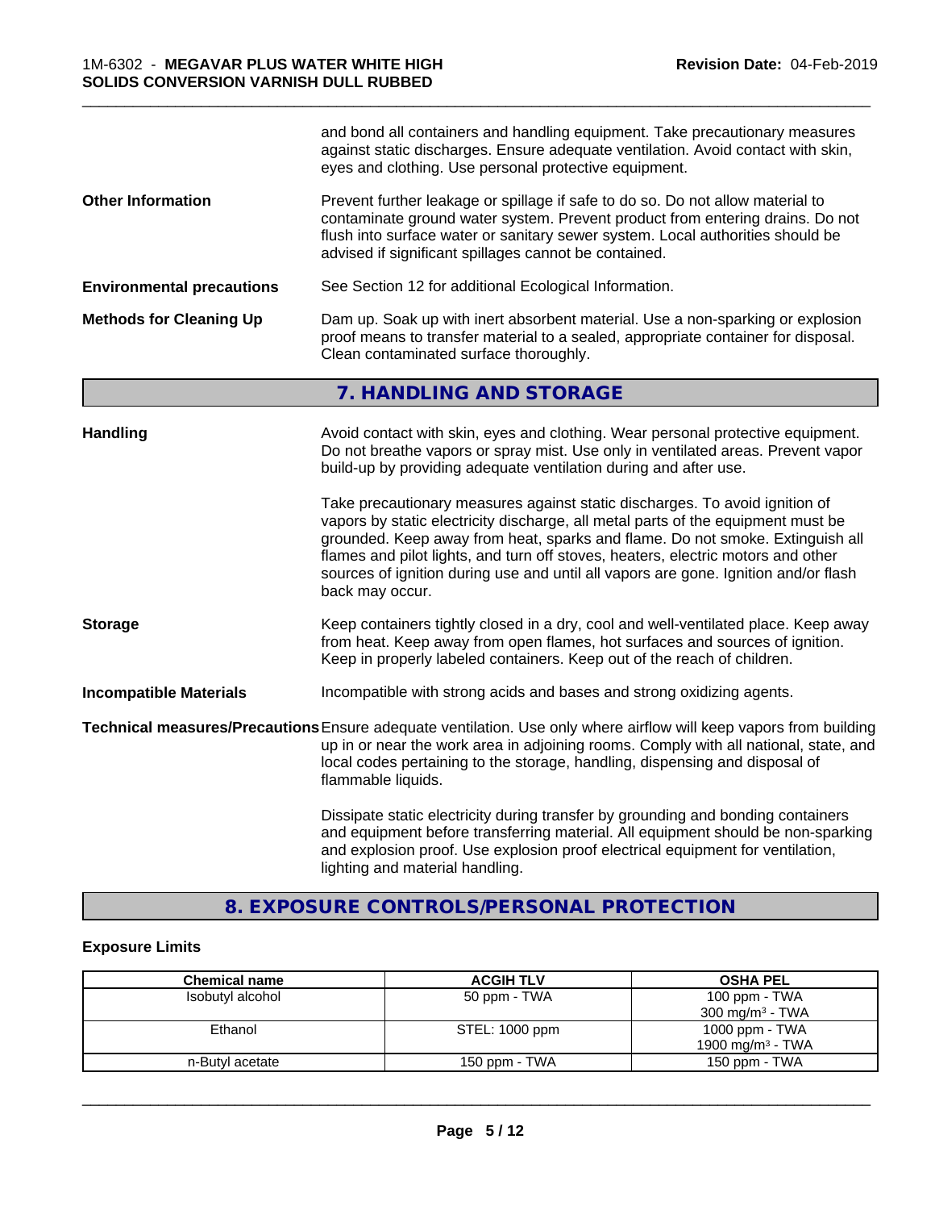and bond all containers and handling equipment. Take precautionary measures against static discharges. Ensure adequate ventilation. Avoid contact with skin, eyes and clothing. Use personal protective equipment.

**Other Information**

Prevent further leakage or spillage if safe to do so. Do not allow material to contaminate ground water system. Prevent product from entering drains. Do not flush into surface water or sanitary sewer system. Local authorities should be advised if significant spillages cannot be contained.

**Environmental precautions**

See Section 12 for additional Ecological Information.

**Methods for Cleaning Up**

Dam up. Soak up with inert absorbent material. Use a non-sparking or explosion proof means to transfer material to a sealed, appropriate container for disposal. Clean contaminated surface thoroughly.

## 7. HANDLING AND STORAGE

**Handling**

Avoid contact with skin, eyes and clothing. Wear personal protective equipment. Do not breathe vapors or spray mist. Use only in ventilated areas. Prevent vapor build-up by providing adequate ventilation during and after use.

Take precautionary measures against static discharges. To avoid ignition of vapors by static electricity discharge, all metal parts of the equipment must be grounded. Keep away from heat, sparks and flame. Do not smoke. Extinguish all flames and pilot lights, and turn off stoves, heaters, electric motors and other sources of ignition during use and until all vapors are gone. Ignition and/or flash back may occur.

**Storage**

Keep containers tightly closed in a dry, cool and well-ventilated place. Keep away from heat. Keep away from open flames, hot surfaces and sources of ignition. Keep in properly labeled containers. Keep out of the reach of children.

**Incompatible Materials**

Incompatible with strong acids and bases and strong oxidizing agents.

**Technical measures/Precautions**

Ensure adequate ventilation. Use only where airflow will keep vapors from building up in or near the work area in adjoining rooms. Comply with all national, state, and local codes pertaining to the storage, handling, dispensing and disposal of flammable liquids.

Dissipate static electricity during transfer by grounding and bonding containers and equipment before transferring material. All equipment should be non-sparking and explosion proof. Use explosion proof electrical equipment for ventilation, lighting and material handling.

## 8. EXPOSURE CONTROLS/PERSONAL PROTECTION

### Exposure Limits

| Chemical name | ACGIH TLV | OSHA PEL |
|---|---|---|
| Isobutyl alcohol | 50 ppm - TWA | 100 ppm - TWA<br>300 mg/m³ - TWA |
| Ethanol | STEL: 1000 ppm | 1000 ppm - TWA<br>1900 mg/m³ - TWA |
| n-Butyl acetate | 150 ppm - TWA | 150 ppm - TWA |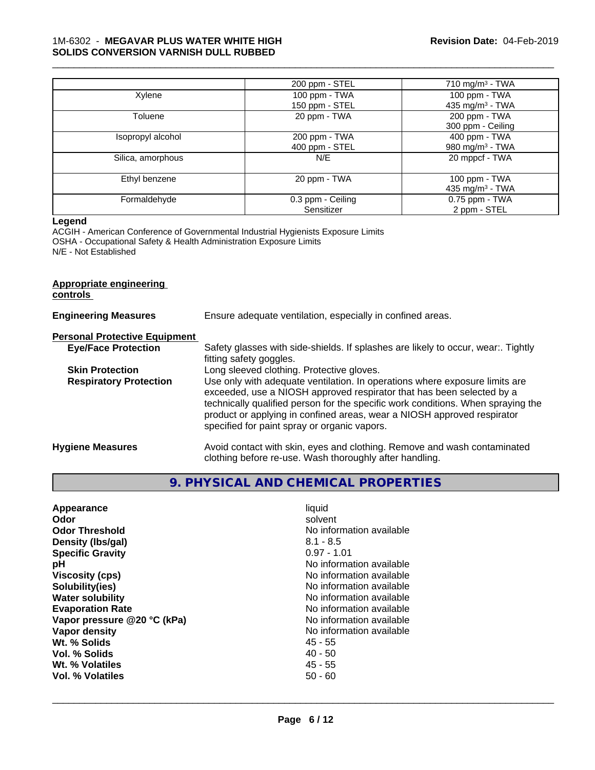| | | |
|---|---|---|
| | 200 ppm - STEL | 710 mg/m³ - TWA |
| Xylene | 100 ppm - TWA<br>150 ppm - STEL | 100 ppm - TWA<br>435 mg/m³ - TWA |
| Toluene | 20 ppm - TWA | 200 ppm - TWA<br>300 ppm - Ceiling |
| Isopropyl alcohol | 200 ppm - TWA<br>400 ppm - STEL | 400 ppm - TWA<br>980 mg/m³ - TWA |
| Silica, amorphous | N/E | 20 mppcf - TWA |
| Ethyl benzene | 20 ppm - TWA | 100 ppm - TWA<br>435 mg/m³ - TWA |
| Formaldehyde | 0.3 ppm - Ceiling<br>Sensitizer | 0.75 ppm - TWA<br>2 ppm - STEL |

**Legend**

ACGIH - American Conference of Governmental Industrial Hygienists Exposure Limits
OSHA - Occupational Safety & Health Administration Exposure Limits
N/E - Not Established

**Appropriate engineering controls**

**Engineering Measures** Ensure adequate ventilation, especially in confined areas.

**Personal Protective Equipment**

**Eye/Face Protection** Safety glasses with side-shields. If splashes are likely to occur, wear:. Tightly fitting safety goggles.

**Skin Protection** Long sleeved clothing. Protective gloves.

**Respiratory Protection** Use only with adequate ventilation. In operations where exposure limits are exceeded, use a NIOSH approved respirator that has been selected by a technically qualified person for the specific work conditions. When spraying the product or applying in confined areas, wear a NIOSH approved respirator specified for paint spray or organic vapors.

**Hygiene Measures** Avoid contact with skin, eyes and clothing. Remove and wash contaminated clothing before re-use. Wash thoroughly after handling.

## 9. PHYSICAL AND CHEMICAL PROPERTIES

| | |
|---|---|
| **Appearance** | liquid |
| **Odor** | solvent |
| **Odor Threshold** | No information available |
| **Density (lbs/gal)** | 8.1 - 8.5 |
| **Specific Gravity** | 0.97 - 1.01 |
| **pH** | No information available |
| **Viscosity (cps)** | No information available |
| **Solubility(ies)** | No information available |
| **Water solubility** | No information available |
| **Evaporation Rate** | No information available |
| **Vapor pressure @20 °C (kPa)** | No information available |
| **Vapor density** | No information available |
| **Wt. % Solids** | 45 - 55 |
| **Vol. % Solids** | 40 - 50 |
| **Wt. % Volatiles** | 45 - 55 |
| **Vol. % Volatiles** | 50 - 60 |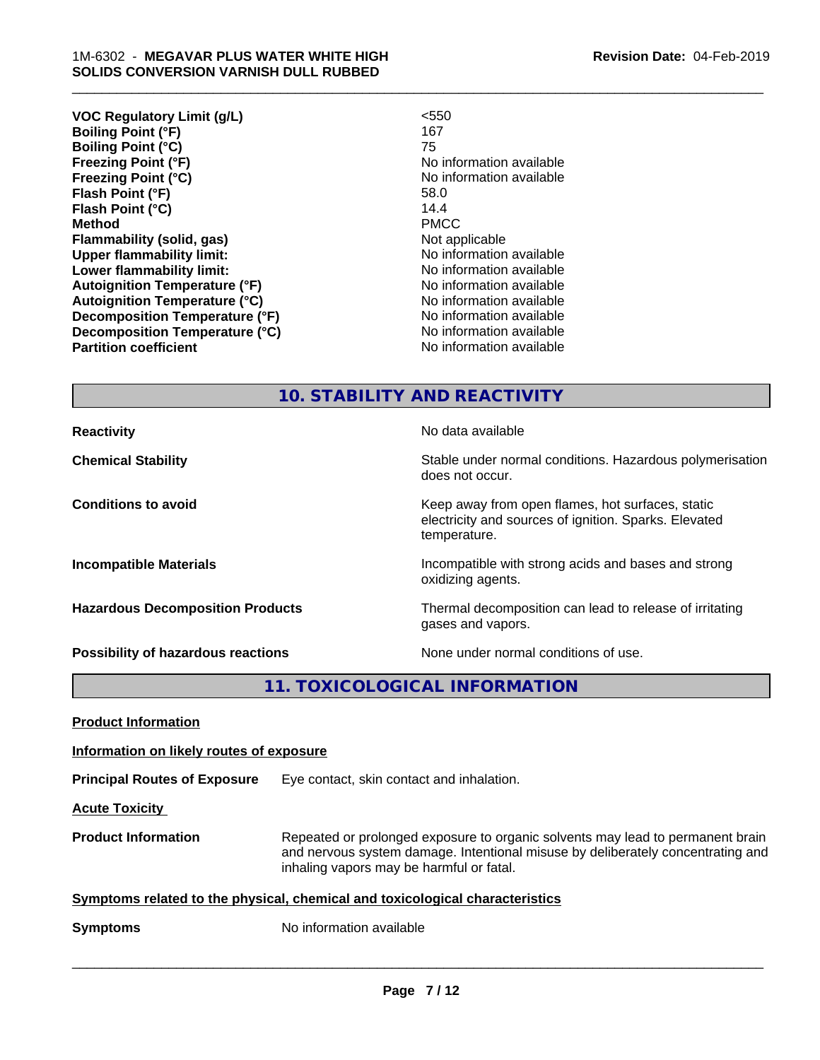| | |
|---|---|
| **VOC Regulatory Limit (g/L)** | <550 |
| **Boiling Point (°F)** | 167 |
| **Boiling Point (°C)** | 75 |
| **Freezing Point (°F)** | No information available |
| **Freezing Point (°C)** | No information available |
| **Flash Point (°F)** | 58.0 |
| **Flash Point (°C)** | 14.4 |
| **Method** | PMCC |
| **Flammability (solid, gas)** | Not applicable |
| **Upper flammability limit:** | No information available |
| **Lower flammability limit:** | No information available |
| **Autoignition Temperature (°F)** | No information available |
| **Autoignition Temperature (°C)** | No information available |
| **Decomposition Temperature (°F)** | No information available |
| **Decomposition Temperature (°C)** | No information available |
| **Partition coefficient** | No information available |

## 10. STABILITY AND REACTIVITY

| | |
|---|---|
| **Reactivity** | No data available |
| **Chemical Stability** | Stable under normal conditions. Hazardous polymerisation does not occur. |
| **Conditions to avoid** | Keep away from open flames, hot surfaces, static electricity and sources of ignition. Sparks. Elevated temperature. |
| **Incompatible Materials** | Incompatible with strong acids and bases and strong oxidizing agents. |
| **Hazardous Decomposition Products** | Thermal decomposition can lead to release of irritating gases and vapors. |
| **Possibility of hazardous reactions** | None under normal conditions of use. |

## 11. TOXICOLOGICAL INFORMATION

**Product Information**

**Information on likely routes of exposure**

**Principal Routes of Exposure** Eye contact, skin contact and inhalation.

**Acute Toxicity**

**Product Information** Repeated or prolonged exposure to organic solvents may lead to permanent brain and nervous system damage. Intentional misuse by deliberately concentrating and inhaling vapors may be harmful or fatal.

**Symptoms related to the physical, chemical and toxicological characteristics**

**Symptoms** No information available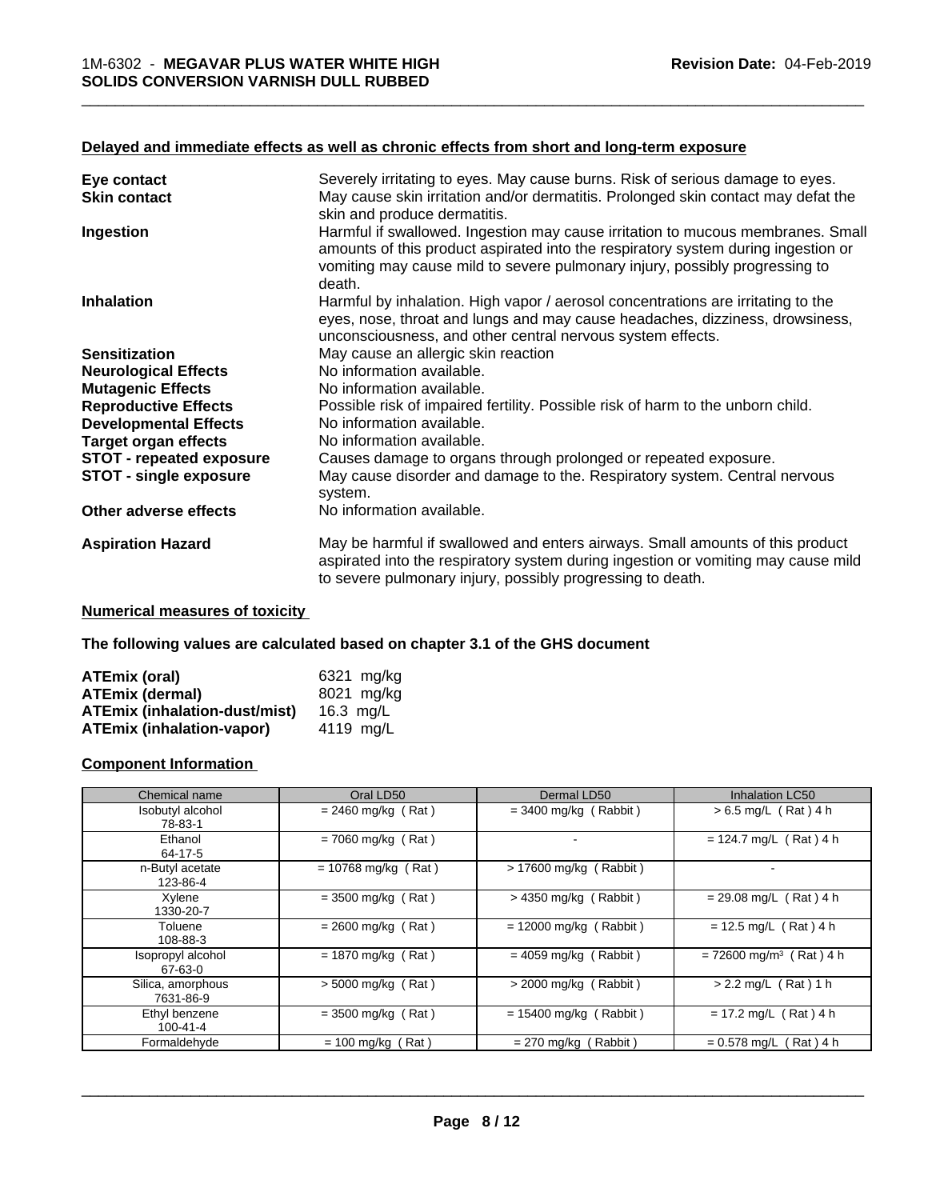### Delayed and immediate effects as well as chronic effects from short and long-term exposure

| | |
|---|---|
| **Eye contact** | Severely irritating to eyes. May cause burns. Risk of serious damage to eyes. |
| **Skin contact** | May cause skin irritation and/or dermatitis. Prolonged skin contact may defat the skin and produce dermatitis. |
| **Ingestion** | Harmful if swallowed. Ingestion may cause irritation to mucous membranes. Small amounts of this product aspirated into the respiratory system during ingestion or vomiting may cause mild to severe pulmonary injury, possibly progressing to death. |
| **Inhalation** | Harmful by inhalation. High vapor / aerosol concentrations are irritating to the eyes, nose, throat and lungs and may cause headaches, dizziness, drowsiness, unconsciousness, and other central nervous system effects. |
| **Sensitization** | May cause an allergic skin reaction |
| **Neurological Effects** | No information available. |
| **Mutagenic Effects** | No information available. |
| **Reproductive Effects** | Possible risk of impaired fertility. Possible risk of harm to the unborn child. |
| **Developmental Effects** | No information available. |
| **Target organ effects** | No information available. |
| **STOT - repeated exposure** | Causes damage to organs through prolonged or repeated exposure. |
| **STOT - single exposure** | May cause disorder and damage to the. Respiratory system. Central nervous system. |
| **Other adverse effects** | No information available. |
| **Aspiration Hazard** | May be harmful if swallowed and enters airways. Small amounts of this product aspirated into the respiratory system during ingestion or vomiting may cause mild to severe pulmonary injury, possibly progressing to death. |

### Numerical measures of toxicity

**The following values are calculated based on chapter 3.1 of the GHS document**

| | |
|---|---|
| **ATEmix (oral)** | 6321 mg/kg |
| **ATEmix (dermal)** | 8021 mg/kg |
| **ATEmix (inhalation-dust/mist)** | 16.3 mg/L |
| **ATEmix (inhalation-vapor)** | 4119 mg/L |

### Component Information

| Chemical name | Oral LD50 | Dermal LD50 | Inhalation LC50 |
|---|---|---|---|
| Isobutyl alcohol<br>78-83-1 | = 2460 mg/kg ( Rat ) | = 3400 mg/kg ( Rabbit ) | > 6.5 mg/L ( Rat ) 4 h |
| Ethanol<br>64-17-5 | = 7060 mg/kg ( Rat ) | - | = 124.7 mg/L ( Rat ) 4 h |
| n-Butyl acetate<br>123-86-4 | = 10768 mg/kg ( Rat ) | > 17600 mg/kg ( Rabbit ) | - |
| Xylene<br>1330-20-7 | = 3500 mg/kg ( Rat ) | > 4350 mg/kg ( Rabbit ) | = 29.08 mg/L ( Rat ) 4 h |
| Toluene<br>108-88-3 | = 2600 mg/kg ( Rat ) | = 12000 mg/kg ( Rabbit ) | = 12.5 mg/L ( Rat ) 4 h |
| Isopropyl alcohol<br>67-63-0 | = 1870 mg/kg ( Rat ) | = 4059 mg/kg ( Rabbit ) | = 72600 mg/m$^3$ ( Rat ) 4 h |
| Silica, amorphous<br>7631-86-9 | > 5000 mg/kg ( Rat ) | > 2000 mg/kg ( Rabbit ) | > 2.2 mg/L ( Rat ) 1 h |
| Ethyl benzene<br>100-41-4 | = 3500 mg/kg ( Rat ) | = 15400 mg/kg ( Rabbit ) | = 17.2 mg/L ( Rat ) 4 h |
| Formaldehyde | = 100 mg/kg ( Rat ) | = 270 mg/kg ( Rabbit ) | = 0.578 mg/L ( Rat ) 4 h |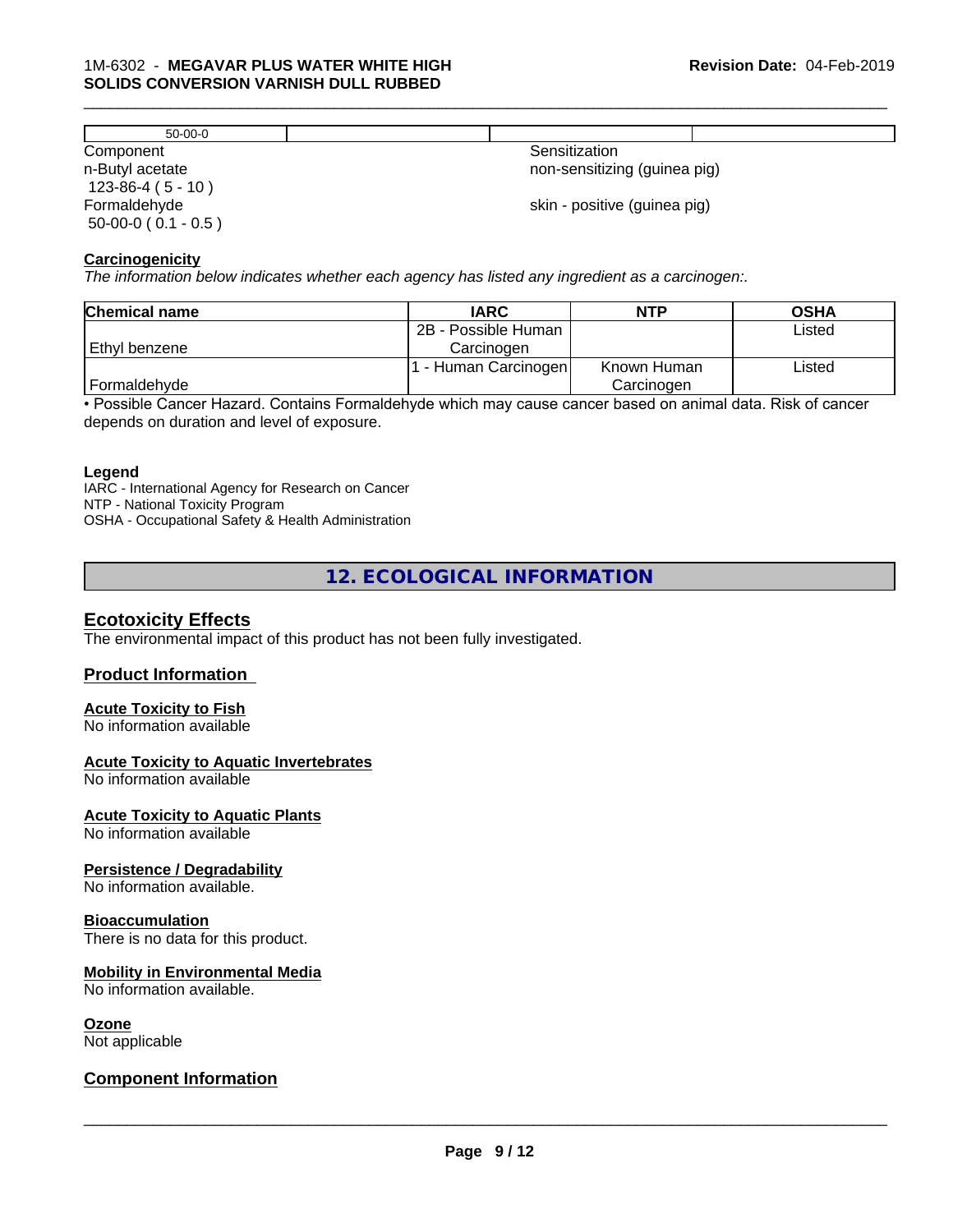| 50-00-0 | | | |
|---|---|---|---|

| Component | Sensitization |
|---|---|
| n-Butyl acetate 123-86-4 ( 5 - 10 ) | non-sensitizing (guinea pig) |
| Formaldehyde 50-00-0 ( 0.1 - 0.5 ) | skin - positive (guinea pig) |

**Carcinogenicity**

*The information below indicates whether each agency has listed any ingredient as a carcinogen:.*

| Chemical name | IARC | NTP | OSHA |
|---|---|---|---|
| Ethyl benzene | 2B - Possible Human Carcinogen | | Listed |
| Formaldehyde | 1 - Human Carcinogen | Known Human Carcinogen | Listed |

• Possible Cancer Hazard. Contains Formaldehyde which may cause cancer based on animal data. Risk of cancer depends on duration and level of exposure.

**Legend**

IARC - International Agency for Research on Cancer
NTP - National Toxicity Program
OSHA - Occupational Safety & Health Administration

# 12. ECOLOGICAL INFORMATION

## Ecotoxicity Effects

The environmental impact of this product has not been fully investigated.

## Product Information

**Acute Toxicity to Fish**
No information available

**Acute Toxicity to Aquatic Invertebrates**
No information available

**Acute Toxicity to Aquatic Plants**
No information available

**Persistence / Degradability**
No information available.

**Bioaccumulation**
There is no data for this product.

**Mobility in Environmental Media**
No information available.

**Ozone**
Not applicable

## Component Information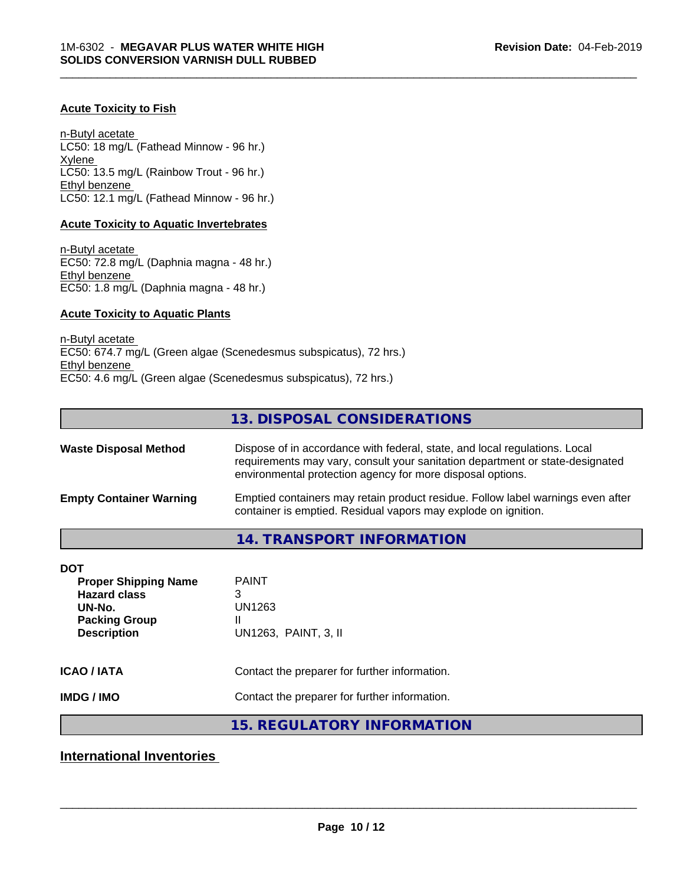#### Acute Toxicity to Fish

n-Butyl acetate
LC50: 18 mg/L (Fathead Minnow - 96 hr.)
Xylene
LC50: 13.5 mg/L (Rainbow Trout - 96 hr.)
Ethyl benzene
LC50: 12.1 mg/L (Fathead Minnow - 96 hr.)

#### Acute Toxicity to Aquatic Invertebrates

n-Butyl acetate
EC50: 72.8 mg/L (Daphnia magna - 48 hr.)
Ethyl benzene
EC50: 1.8 mg/L (Daphnia magna - 48 hr.)

#### Acute Toxicity to Aquatic Plants

n-Butyl acetate
EC50: 674.7 mg/L (Green algae (Scenedesmus subspicatus), 72 hrs.)
Ethyl benzene
EC50: 4.6 mg/L (Green algae (Scenedesmus subspicatus), 72 hrs.)

## 13. DISPOSAL CONSIDERATIONS

**Waste Disposal Method** Dispose of in accordance with federal, state, and local regulations. Local requirements may vary, consult your sanitation department or state-designated environmental protection agency for more disposal options.

**Empty Container Warning** Emptied containers may retain product residue. Follow label warnings even after container is emptied. Residual vapors may explode on ignition.

## 14. TRANSPORT INFORMATION

**DOT**

| | |
|---|---|
| **Proper Shipping Name** | PAINT |
| **Hazard class** | 3 |
| **UN-No.** | UN1263 |
| **Packing Group** | II |
| **Description** | UN1263, PAINT, 3, II |

**ICAO / IATA** Contact the preparer for further information.

**IMDG / IMO** Contact the preparer for further information.

## 15. REGULATORY INFORMATION

### International Inventories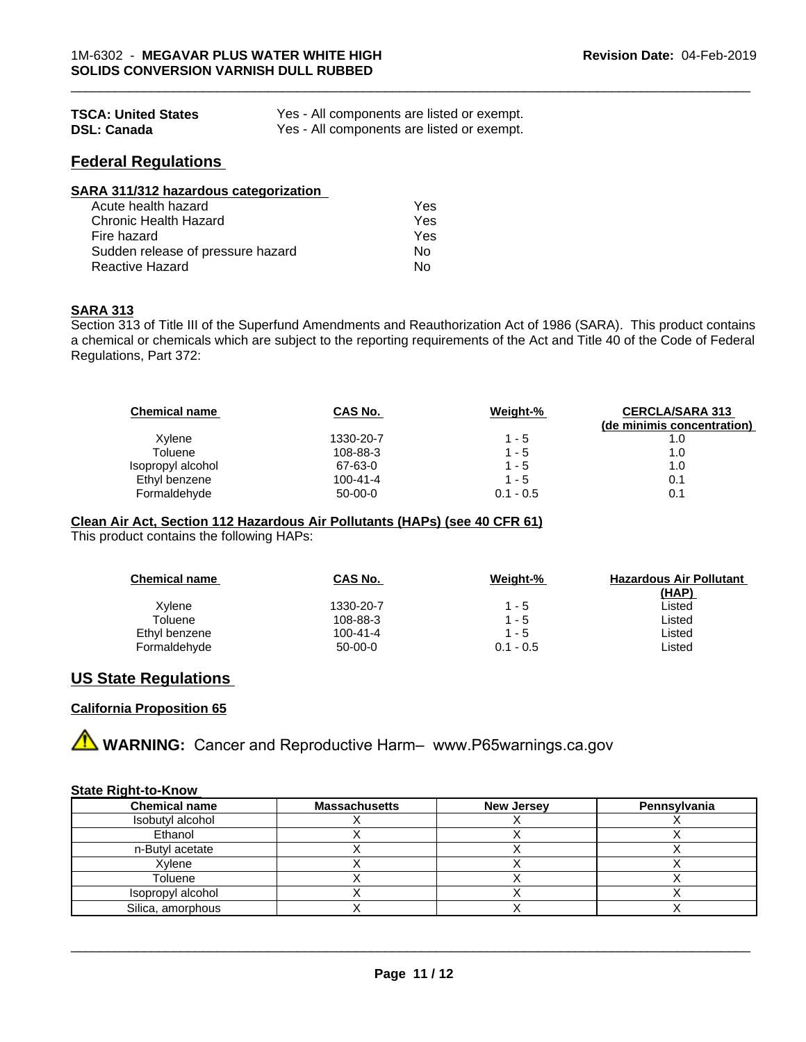| | |
|---|---|
| **TSCA: United States** | Yes - All components are listed or exempt. |
| **DSL: Canada** | Yes - All components are listed or exempt. |

## Federal Regulations

### SARA 311/312 hazardous categorization

| | |
|---|---|
| Acute health hazard | Yes |
| Chronic Health Hazard | Yes |
| Fire hazard | Yes |
| Sudden release of pressure hazard | No |
| Reactive Hazard | No |

### SARA 313

Section 313 of Title III of the Superfund Amendments and Reauthorization Act of 1986 (SARA). This product contains a chemical or chemicals which are subject to the reporting requirements of the Act and Title 40 of the Code of Federal Regulations, Part 372:

| Chemical name | CAS No. | Weight-% | CERCLA/SARA 313 (de minimis concentration) |
|---|---|---|---|
| Xylene | 1330-20-7 | 1 - 5 | 1.0 |
| Toluene | 108-88-3 | 1 - 5 | 1.0 |
| Isopropyl alcohol | 67-63-0 | 1 - 5 | 1.0 |
| Ethyl benzene | 100-41-4 | 1 - 5 | 0.1 |
| Formaldehyde | 50-00-0 | 0.1 - 0.5 | 0.1 |

### Clean Air Act, Section 112 Hazardous Air Pollutants (HAPs) (see 40 CFR 61)

This product contains the following HAPs:

| Chemical name | CAS No. | Weight-% | Hazardous Air Pollutant (HAP) |
|---|---|---|---|
| Xylene | 1330-20-7 | 1 - 5 | Listed |
| Toluene | 108-88-3 | 1 - 5 | Listed |
| Ethyl benzene | 100-41-4 | 1 - 5 | Listed |
| Formaldehyde | 50-00-0 | 0.1 - 0.5 | Listed |

## US State Regulations

### California Proposition 65

⚠ **WARNING:** Cancer and Reproductive Harm– www.P65warnings.ca.gov

### State Right-to-Know

| Chemical name | Massachusetts | New Jersey | Pennsylvania |
|---|---|---|---|
| Isobutyl alcohol | X | X | X |
| Ethanol | X | X | X |
| n-Butyl acetate | X | X | X |
| Xylene | X | X | X |
| Toluene | X | X | X |
| Isopropyl alcohol | X | X | X |
| Silica, amorphous | X | X | X |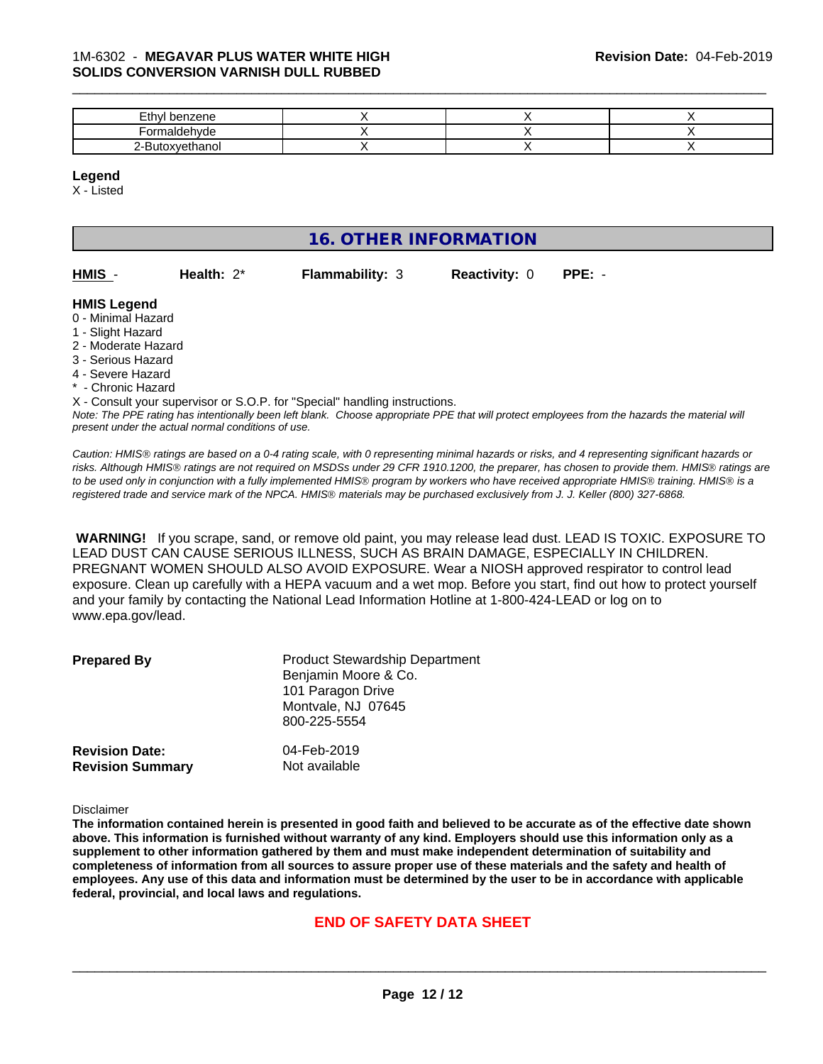| | | | |
|---|---|---|---|
| Ethyl benzene | X | X | X |
| Formaldehyde | X | X | X |
| 2-Butoxyethanol | X | X | X |

**Legend**
X - Listed

## 16. OTHER INFORMATION

**HMIS** - **Health:** 2* **Flammability:** 3 **Reactivity:** 0 **PPE:** -

**HMIS Legend**
0 - Minimal Hazard
1 - Slight Hazard
2 - Moderate Hazard
3 - Serious Hazard
4 - Severe Hazard
* - Chronic Hazard
X - Consult your supervisor or S.O.P. for "Special" handling instructions.

*Note: The PPE rating has intentionally been left blank. Choose appropriate PPE that will protect employees from the hazards the material will present under the actual normal conditions of use.*

*Caution: HMIS® ratings are based on a 0-4 rating scale, with 0 representing minimal hazards or risks, and 4 representing significant hazards or risks. Although HMIS® ratings are not required on MSDSs under 29 CFR 1910.1200, the preparer, has chosen to provide them. HMIS® ratings are to be used only in conjunction with a fully implemented HMIS® program by workers who have received appropriate HMIS® training. HMIS® is a registered trade and service mark of the NPCA. HMIS® materials may be purchased exclusively from J. J. Keller (800) 327-6868.*

**WARNING!** If you scrape, sand, or remove old paint, you may release lead dust. LEAD IS TOXIC. EXPOSURE TO LEAD DUST CAN CAUSE SERIOUS ILLNESS, SUCH AS BRAIN DAMAGE, ESPECIALLY IN CHILDREN. PREGNANT WOMEN SHOULD ALSO AVOID EXPOSURE. Wear a NIOSH approved respirator to control lead exposure. Clean up carefully with a HEPA vacuum and a wet mop. Before you start, find out how to protect yourself and your family by contacting the National Lead Information Hotline at 1-800-424-LEAD or log on to www.epa.gov/lead.

**Prepared By**
Product Stewardship Department
Benjamin Moore & Co.
101 Paragon Drive
Montvale, NJ 07645
800-225-5554

**Revision Date:** 04-Feb-2019
**Revision Summary** Not available

Disclaimer
**The information contained herein is presented in good faith and believed to be accurate as of the effective date shown above. This information is furnished without warranty of any kind. Employers should use this information only as a supplement to other information gathered by them and must make independent determination of suitability and completeness of information from all sources to assure proper use of these materials and the safety and health of employees. Any use of this data and information must be determined by the user to be in accordance with applicable federal, provincial, and local laws and regulations.**

**END OF SAFETY DATA SHEET**